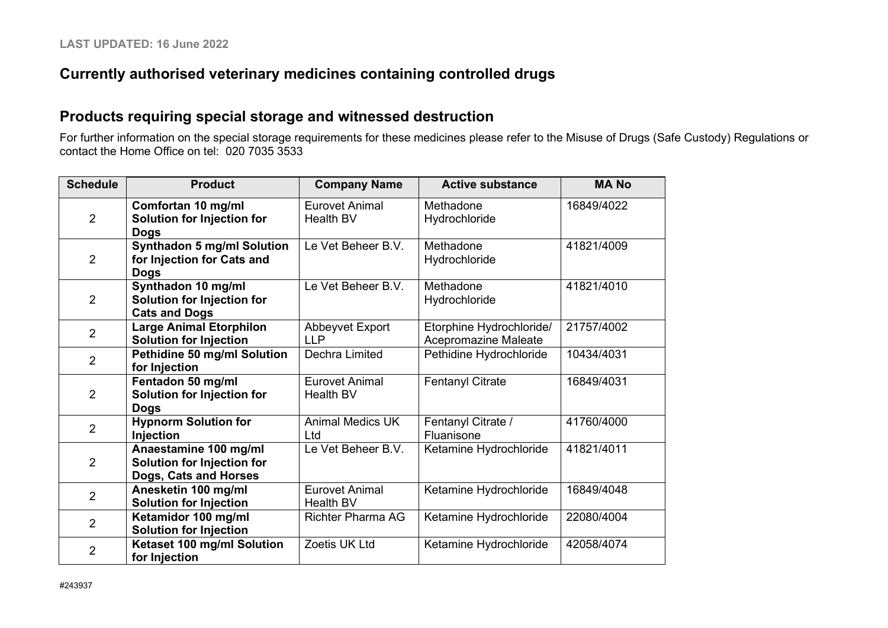LAST UPDATED: 16 June 2022

## Currently authorised veterinary medicines containing controlled drugs

## Products requiring special storage and witnessed destruction

For further information on the special storage requirements for these medicines please refer to the Misuse of Drugs (Safe Custody) Regulations or contact the Home Office on tel: 020 7035 3533

| Schedule | Product | Company Name | Active substance | MA No |
|---|---|---|---|---|
| 2 | **Comfortan 10 mg/ml Solution for Injection for Dogs** | Eurovet Animal Health BV | Methadone Hydrochloride | 16849/4022 |
| 2 | **Synthadon 5 mg/ml Solution for Injection for Cats and Dogs** | Le Vet Beheer B.V. | Methadone Hydrochloride | 41821/4009 |
| 2 | **Synthadon 10 mg/ml Solution for Injection for Cats and Dogs** | Le Vet Beheer B.V. | Methadone Hydrochloride | 41821/4010 |
| 2 | **Large Animal Etorphilon Solution for Injection** | Abbeyvet Export LLP | Etorphine Hydrochloride/ Acepromazine Maleate | 21757/4002 |
| 2 | **Pethidine 50 mg/ml Solution for Injection** | Dechra Limited | Pethidine Hydrochloride | 10434/4031 |
| 2 | **Fentadon 50 mg/ml Solution for Injection for Dogs** | Eurovet Animal Health BV | Fentanyl Citrate | 16849/4031 |
| 2 | **Hypnorm Solution for Injection** | Animal Medics UK Ltd | Fentanyl Citrate / Fluanisone | 41760/4000 |
| 2 | **Anaestamine 100 mg/ml Solution for Injection for Dogs, Cats and Horses** | Le Vet Beheer B.V. | Ketamine Hydrochloride | 41821/4011 |
| 2 | **Anesketin 100 mg/ml Solution for Injection** | Eurovet Animal Health BV | Ketamine Hydrochloride | 16849/4048 |
| 2 | **Ketamidor 100 mg/ml Solution for Injection** | Richter Pharma AG | Ketamine Hydrochloride | 22080/4004 |
| 2 | **Ketaset 100 mg/ml Solution for Injection** | Zoetis UK Ltd | Ketamine Hydrochloride | 42058/4074 |

#243937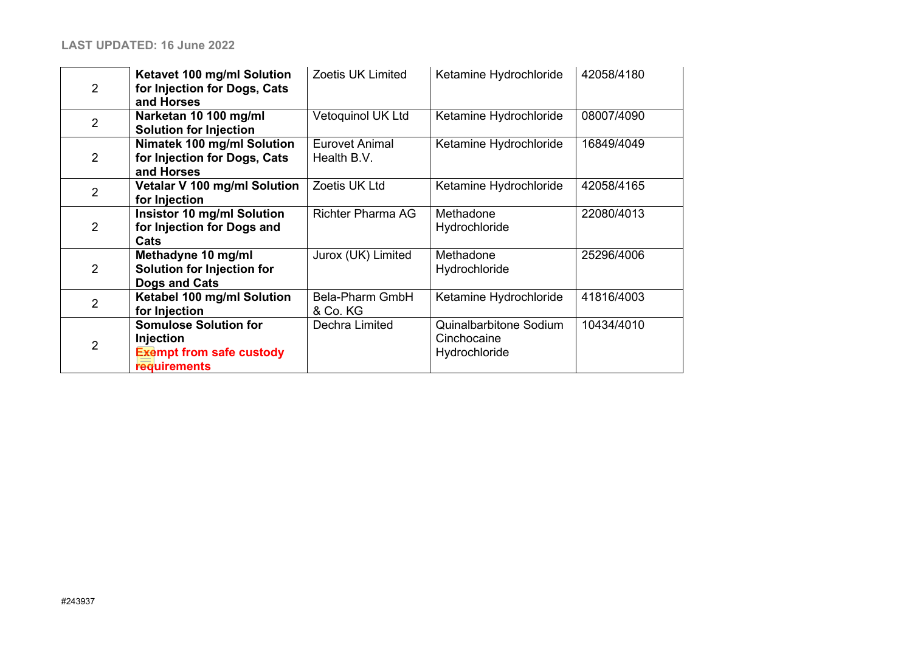LAST UPDATED: 16 June 2022

| | | | | |
|---|---|---|---|---|
| 2 | **Ketavet 100 mg/ml Solution for Injection for Dogs, Cats and Horses** | Zoetis UK Limited | Ketamine Hydrochloride | 42058/4180 |
| 2 | **Narketan 10 100 mg/ml Solution for Injection** | Vetoquinol UK Ltd | Ketamine Hydrochloride | 08007/4090 |
| 2 | **Nimatek 100 mg/ml Solution for Injection for Dogs, Cats and Horses** | Eurovet Animal Health B.V. | Ketamine Hydrochloride | 16849/4049 |
| 2 | **Vetalar V 100 mg/ml Solution for Injection** | Zoetis UK Ltd | Ketamine Hydrochloride | 42058/4165 |
| 2 | **Insistor 10 mg/ml Solution for Injection for Dogs and Cats** | Richter Pharma AG | Methadone Hydrochloride | 22080/4013 |
| 2 | **Methadyne 10 mg/ml Solution for Injection for Dogs and Cats** | Jurox (UK) Limited | Methadone Hydrochloride | 25296/4006 |
| 2 | **Ketabel 100 mg/ml Solution for Injection** | Bela-Pharm GmbH & Co. KG | Ketamine Hydrochloride | 41816/4003 |
| 2 | **Somulose Solution for Injection** **Exempt from safe custody requirements** | Dechra Limited | Quinalbarbitone Sodium Cinchocaine Hydrochloride | 10434/4010 |

#243937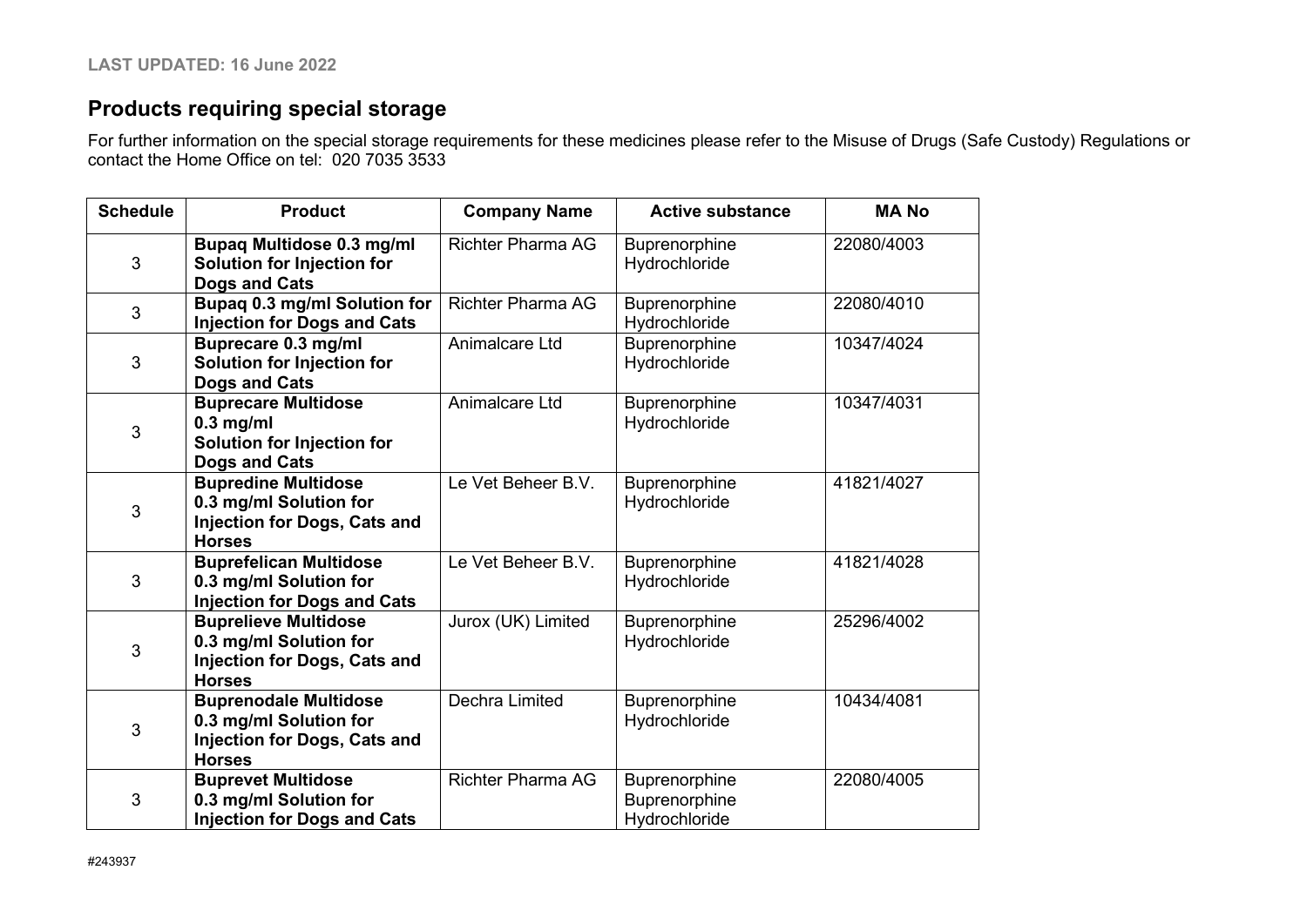**LAST UPDATED: 16 June 2022**

## Products requiring special storage

For further information on the special storage requirements for these medicines please refer to the Misuse of Drugs (Safe Custody) Regulations or contact the Home Office on tel: 020 7035 3533

| Schedule | Product | Company Name | Active substance | MA No |
|---|---|---|---|---|
| 3 | **Bupaq Multidose 0.3 mg/ml Solution for Injection for Dogs and Cats** | Richter Pharma AG | Buprenorphine Hydrochloride | 22080/4003 |
| 3 | **Bupaq 0.3 mg/ml Solution for Injection for Dogs and Cats** | Richter Pharma AG | Buprenorphine Hydrochloride | 22080/4010 |
| 3 | **Buprecare 0.3 mg/ml Solution for Injection for Dogs and Cats** | Animalcare Ltd | Buprenorphine Hydrochloride | 10347/4024 |
| 3 | **Buprecare Multidose 0.3 mg/ml Solution for Injection for Dogs and Cats** | Animalcare Ltd | Buprenorphine Hydrochloride | 10347/4031 |
| 3 | **Bupredine Multidose 0.3 mg/ml Solution for Injection for Dogs, Cats and Horses** | Le Vet Beheer B.V. | Buprenorphine Hydrochloride | 41821/4027 |
| 3 | **Buprefelican Multidose 0.3 mg/ml Solution for Injection for Dogs and Cats** | Le Vet Beheer B.V. | Buprenorphine Hydrochloride | 41821/4028 |
| 3 | **Buprelieve Multidose 0.3 mg/ml Solution for Injection for Dogs, Cats and Horses** | Jurox (UK) Limited | Buprenorphine Hydrochloride | 25296/4002 |
| 3 | **Buprenodale Multidose 0.3 mg/ml Solution for Injection for Dogs, Cats and Horses** | Dechra Limited | Buprenorphine Hydrochloride | 10434/4081 |
| 3 | **Buprevet Multidose 0.3 mg/ml Solution for Injection for Dogs and Cats** | Richter Pharma AG | Buprenorphine Buprenorphine Hydrochloride | 22080/4005 |

#243937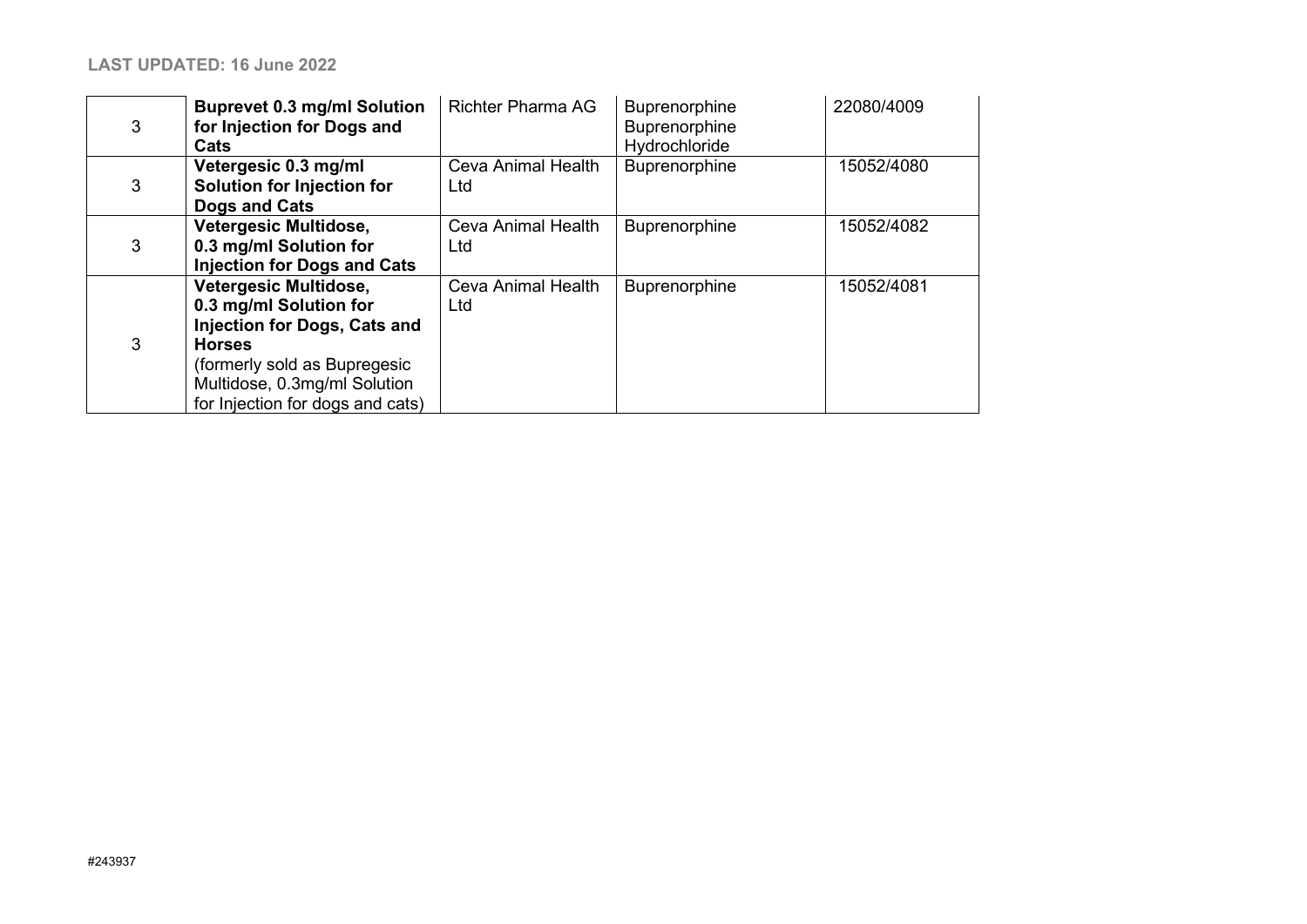**LAST UPDATED: 16 June 2022**

| | | | | |
|---|---|---|---|---|
| 3 | **Buprevet 0.3 mg/ml Solution for Injection for Dogs and Cats** | Richter Pharma AG | Buprenorphine Buprenorphine Hydrochloride | 22080/4009 |
| 3 | **Vetergesic 0.3 mg/ml Solution for Injection for Dogs and Cats** | Ceva Animal Health Ltd | Buprenorphine | 15052/4080 |
| 3 | **Vetergesic Multidose, 0.3 mg/ml Solution for Injection for Dogs and Cats** | Ceva Animal Health Ltd | Buprenorphine | 15052/4082 |
| 3 | **Vetergesic Multidose, 0.3 mg/ml Solution for Injection for Dogs, Cats and Horses** (formerly sold as Bupregesic Multidose, 0.3mg/ml Solution for Injection for dogs and cats) | Ceva Animal Health Ltd | Buprenorphine | 15052/4081 |

#243937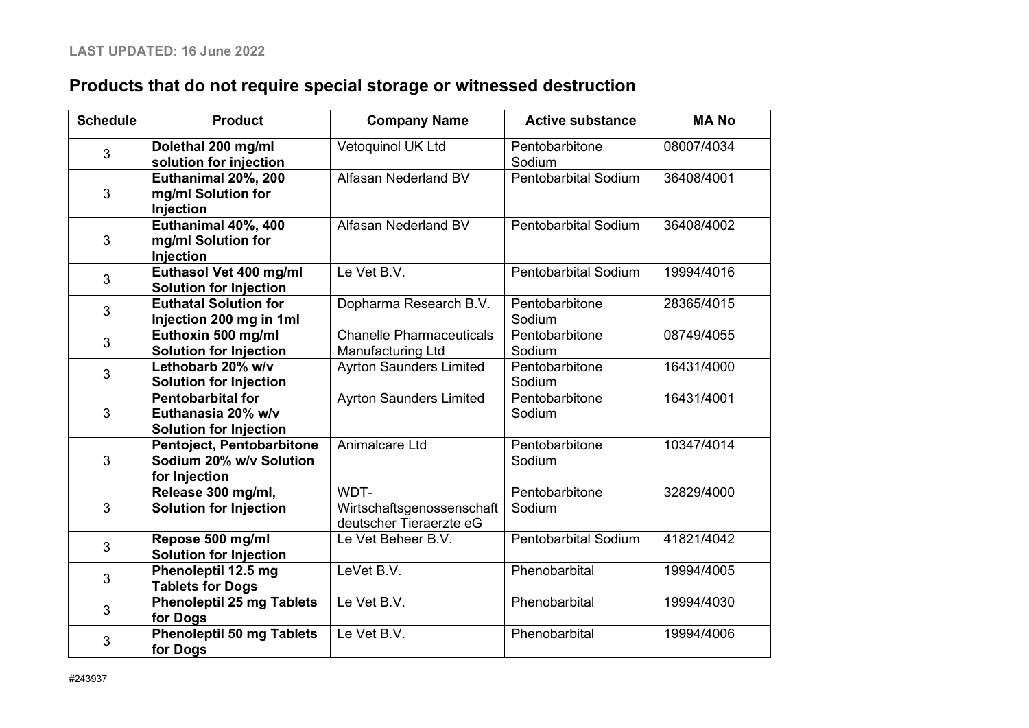LAST UPDATED: 16 June 2022

## Products that do not require special storage or witnessed destruction

| Schedule | Product | Company Name | Active substance | MA No |
|---|---|---|---|---|
| 3 | **Dolethal 200 mg/ml solution for injection** | Vetoquinol UK Ltd | Pentobarbitone Sodium | 08007/4034 |
| 3 | **Euthanimal 20%, 200 mg/ml Solution for Injection** | Alfasan Nederland BV | Pentobarbital Sodium | 36408/4001 |
| 3 | **Euthanimal 40%, 400 mg/ml Solution for Injection** | Alfasan Nederland BV | Pentobarbital Sodium | 36408/4002 |
| 3 | **Euthasol Vet 400 mg/ml Solution for Injection** | Le Vet B.V. | Pentobarbital Sodium | 19994/4016 |
| 3 | **Euthatal Solution for Injection 200 mg in 1ml** | Dopharma Research B.V. | Pentobarbitone Sodium | 28365/4015 |
| 3 | **Euthoxin 500 mg/ml Solution for Injection** | Chanelle Pharmaceuticals Manufacturing Ltd | Pentobarbitone Sodium | 08749/4055 |
| 3 | **Lethobarb 20% w/v Solution for Injection** | Ayrton Saunders Limited | Pentobarbitone Sodium | 16431/4000 |
| 3 | **Pentobarbital for Euthanasia 20% w/v Solution for Injection** | Ayrton Saunders Limited | Pentobarbitone Sodium | 16431/4001 |
| 3 | **Pentoject, Pentobarbitone Sodium 20% w/v Solution for Injection** | Animalcare Ltd | Pentobarbitone Sodium | 10347/4014 |
| 3 | **Release 300 mg/ml, Solution for Injection** | WDT-Wirtschaftsgenossenschaft deutscher Tieraerzte eG | Pentobarbitone Sodium | 32829/4000 |
| 3 | **Repose 500 mg/ml Solution for Injection** | Le Vet Beheer B.V. | Pentobarbital Sodium | 41821/4042 |
| 3 | **Phenoleptil 12.5 mg Tablets for Dogs** | LeVet B.V. | Phenobarbital | 19994/4005 |
| 3 | **Phenoleptil 25 mg Tablets for Dogs** | Le Vet B.V. | Phenobarbital | 19994/4030 |
| 3 | **Phenoleptil 50 mg Tablets for Dogs** | Le Vet B.V. | Phenobarbital | 19994/4006 |

#243937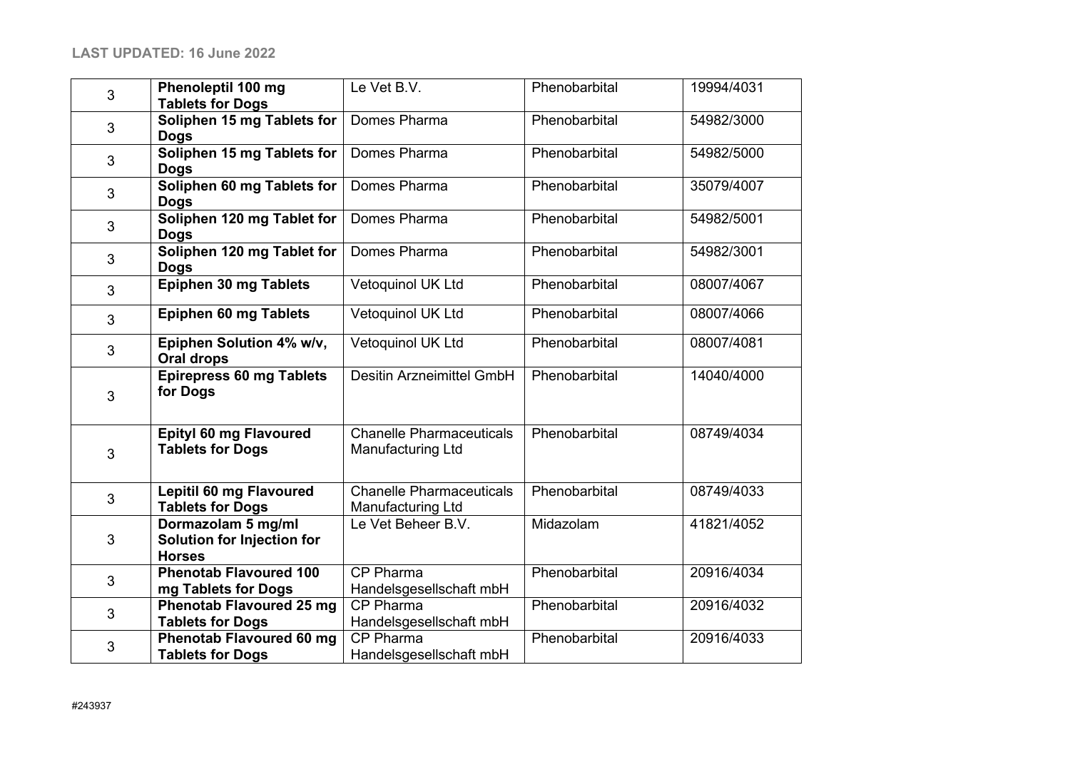**LAST UPDATED: 16 June 2022**

| | | | | |
|---|---|---|---|---|
| 3 | **Phenoleptil 100 mg Tablets for Dogs** | Le Vet B.V. | Phenobarbital | 19994/4031 |
| 3 | **Soliphen 15 mg Tablets for Dogs** | Domes Pharma | Phenobarbital | 54982/3000 |
| 3 | **Soliphen 15 mg Tablets for Dogs** | Domes Pharma | Phenobarbital | 54982/5000 |
| 3 | **Soliphen 60 mg Tablets for Dogs** | Domes Pharma | Phenobarbital | 35079/4007 |
| 3 | **Soliphen 120 mg Tablet for Dogs** | Domes Pharma | Phenobarbital | 54982/5001 |
| 3 | **Soliphen 120 mg Tablet for Dogs** | Domes Pharma | Phenobarbital | 54982/3001 |
| 3 | **Epiphen 30 mg Tablets** | Vetoquinol UK Ltd | Phenobarbital | 08007/4067 |
| 3 | **Epiphen 60 mg Tablets** | Vetoquinol UK Ltd | Phenobarbital | 08007/4066 |
| 3 | **Epiphen Solution 4% w/v, Oral drops** | Vetoquinol UK Ltd | Phenobarbital | 08007/4081 |
| 3 | **Epirepress 60 mg Tablets for Dogs** | Desitin Arzneimittel GmbH | Phenobarbital | 14040/4000 |
| 3 | **Epityl 60 mg Flavoured Tablets for Dogs** | Chanelle Pharmaceuticals Manufacturing Ltd | Phenobarbital | 08749/4034 |
| 3 | **Lepitil 60 mg Flavoured Tablets for Dogs** | Chanelle Pharmaceuticals Manufacturing Ltd | Phenobarbital | 08749/4033 |
| 3 | **Dormazolam 5 mg/ml Solution for Injection for Horses** | Le Vet Beheer B.V. | Midazolam | 41821/4052 |
| 3 | **Phenotab Flavoured 100 mg Tablets for Dogs** | CP Pharma Handelsgesellschaft mbH | Phenobarbital | 20916/4034 |
| 3 | **Phenotab Flavoured 25 mg Tablets for Dogs** | CP Pharma Handelsgesellschaft mbH | Phenobarbital | 20916/4032 |
| 3 | **Phenotab Flavoured 60 mg Tablets for Dogs** | CP Pharma Handelsgesellschaft mbH | Phenobarbital | 20916/4033 |

#243937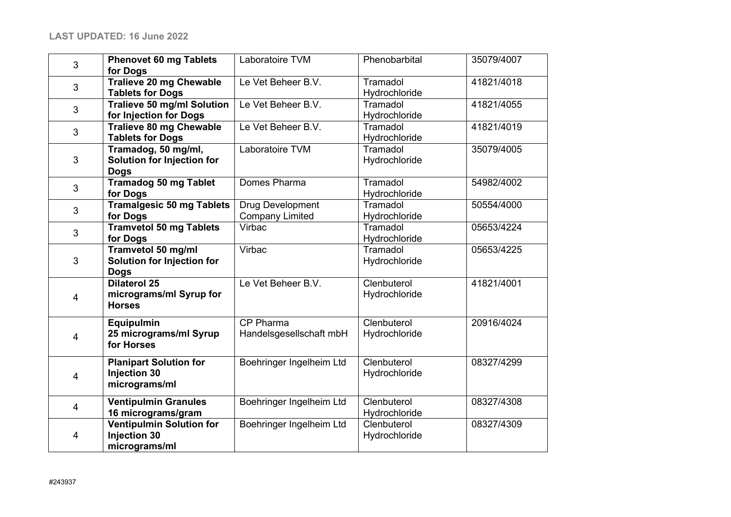LAST UPDATED: 16 June 2022

| | | | | |
|---|---|---|---|---|
| 3 | **Phenovet 60 mg Tablets for Dogs** | Laboratoire TVM | Phenobarbital | 35079/4007 |
| 3 | **Tralieve 20 mg Chewable Tablets for Dogs** | Le Vet Beheer B.V. | Tramadol Hydrochloride | 41821/4018 |
| 3 | **Tralieve 50 mg/ml Solution for Injection for Dogs** | Le Vet Beheer B.V. | Tramadol Hydrochloride | 41821/4055 |
| 3 | **Tralieve 80 mg Chewable Tablets for Dogs** | Le Vet Beheer B.V. | Tramadol Hydrochloride | 41821/4019 |
| 3 | **Tramadog, 50 mg/ml, Solution for Injection for Dogs** | Laboratoire TVM | Tramadol Hydrochloride | 35079/4005 |
| 3 | **Tramadog 50 mg Tablet for Dogs** | Domes Pharma | Tramadol Hydrochloride | 54982/4002 |
| 3 | **Tramalgesic 50 mg Tablets for Dogs** | Drug Development Company Limited | Tramadol Hydrochloride | 50554/4000 |
| 3 | **Tramvetol 50 mg Tablets for Dogs** | Virbac | Tramadol Hydrochloride | 05653/4224 |
| 3 | **Tramvetol 50 mg/ml Solution for Injection for Dogs** | Virbac | Tramadol Hydrochloride | 05653/4225 |
| 4 | **Dilaterol 25 micrograms/ml Syrup for Horses** | Le Vet Beheer B.V. | Clenbuterol Hydrochloride | 41821/4001 |
| 4 | **Equipulmin 25 micrograms/ml Syrup for Horses** | CP Pharma Handelsgesellschaft mbH | Clenbuterol Hydrochloride | 20916/4024 |
| 4 | **Planipart Solution for Injection 30 micrograms/ml** | Boehringer Ingelheim Ltd | Clenbuterol Hydrochloride | 08327/4299 |
| 4 | **Ventipulmin Granules 16 micrograms/gram** | Boehringer Ingelheim Ltd | Clenbuterol Hydrochloride | 08327/4308 |
| 4 | **Ventipulmin Solution for Injection 30 micrograms/ml** | Boehringer Ingelheim Ltd | Clenbuterol Hydrochloride | 08327/4309 |

#243937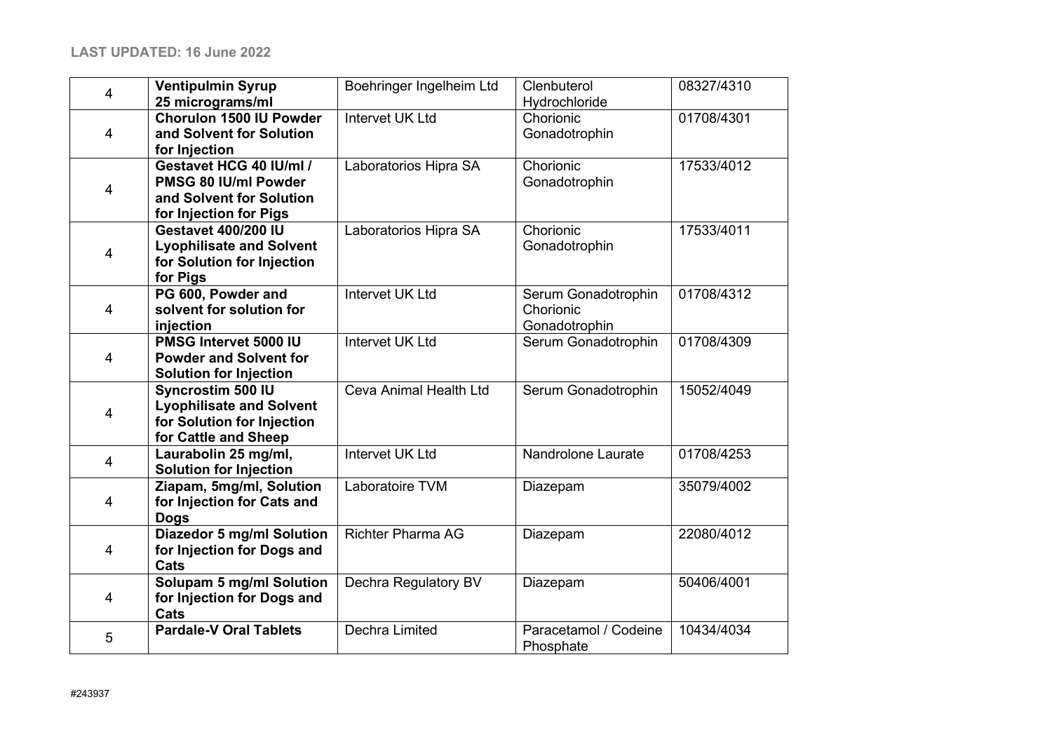**LAST UPDATED: 16 June 2022**

| | | | | |
|---|---|---|---|---|
| 4 | **Ventipulmin Syrup 25 micrograms/ml** | Boehringer Ingelheim Ltd | Clenbuterol Hydrochloride | 08327/4310 |
| 4 | **Chorulon 1500 IU Powder and Solvent for Solution for Injection** | Intervet UK Ltd | Chorionic Gonadotrophin | 01708/4301 |
| 4 | **Gestavet HCG 40 IU/ml / PMSG 80 IU/ml Powder and Solvent for Solution for Injection for Pigs** | Laboratorios Hipra SA | Chorionic Gonadotrophin | 17533/4012 |
| 4 | **Gestavet 400/200 IU Lyophilisate and Solvent for Solution for Injection for Pigs** | Laboratorios Hipra SA | Chorionic Gonadotrophin | 17533/4011 |
| 4 | **PG 600, Powder and solvent for solution for injection** | Intervet UK Ltd | Serum Gonadotrophin Chorionic Gonadotrophin | 01708/4312 |
| 4 | **PMSG Intervet 5000 IU Powder and Solvent for Solution for Injection** | Intervet UK Ltd | Serum Gonadotrophin | 01708/4309 |
| 4 | **Syncrostim 500 IU Lyophilisate and Solvent for Solution for Injection for Cattle and Sheep** | Ceva Animal Health Ltd | Serum Gonadotrophin | 15052/4049 |
| 4 | **Laurabolin 25 mg/ml, Solution for Injection** | Intervet UK Ltd | Nandrolone Laurate | 01708/4253 |
| 4 | **Ziapam, 5mg/ml, Solution for Injection for Cats and Dogs** | Laboratoire TVM | Diazepam | 35079/4002 |
| 4 | **Diazedor 5 mg/ml Solution for Injection for Dogs and Cats** | Richter Pharma AG | Diazepam | 22080/4012 |
| 4 | **Solupam 5 mg/ml Solution for Injection for Dogs and Cats** | Dechra Regulatory BV | Diazepam | 50406/4001 |
| 5 | **Pardale-V Oral Tablets** | Dechra Limited | Paracetamol / Codeine Phosphate | 10434/4034 |

#243937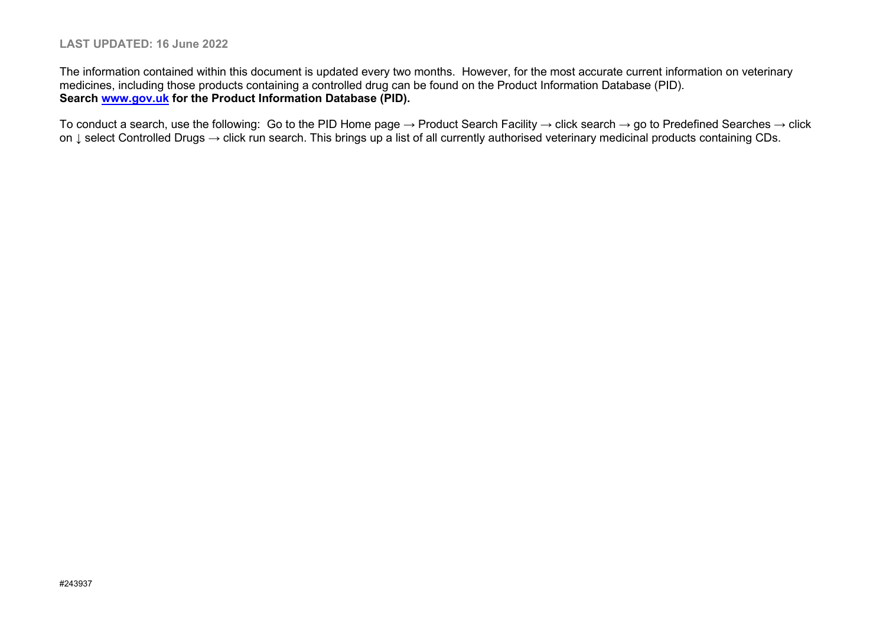**LAST UPDATED: 16 June 2022**

The information contained within this document is updated every two months. However, for the most accurate current information on veterinary medicines, including those products containing a controlled drug can be found on the Product Information Database (PID).
**Search [www.gov.uk](www.gov.uk) for the Product Information Database (PID).**

To conduct a search, use the following: Go to the PID Home page → Product Search Facility → click search → go to Predefined Searches → click on ↓ select Controlled Drugs → click run search. This brings up a list of all currently authorised veterinary medicinal products containing CDs.

#243937